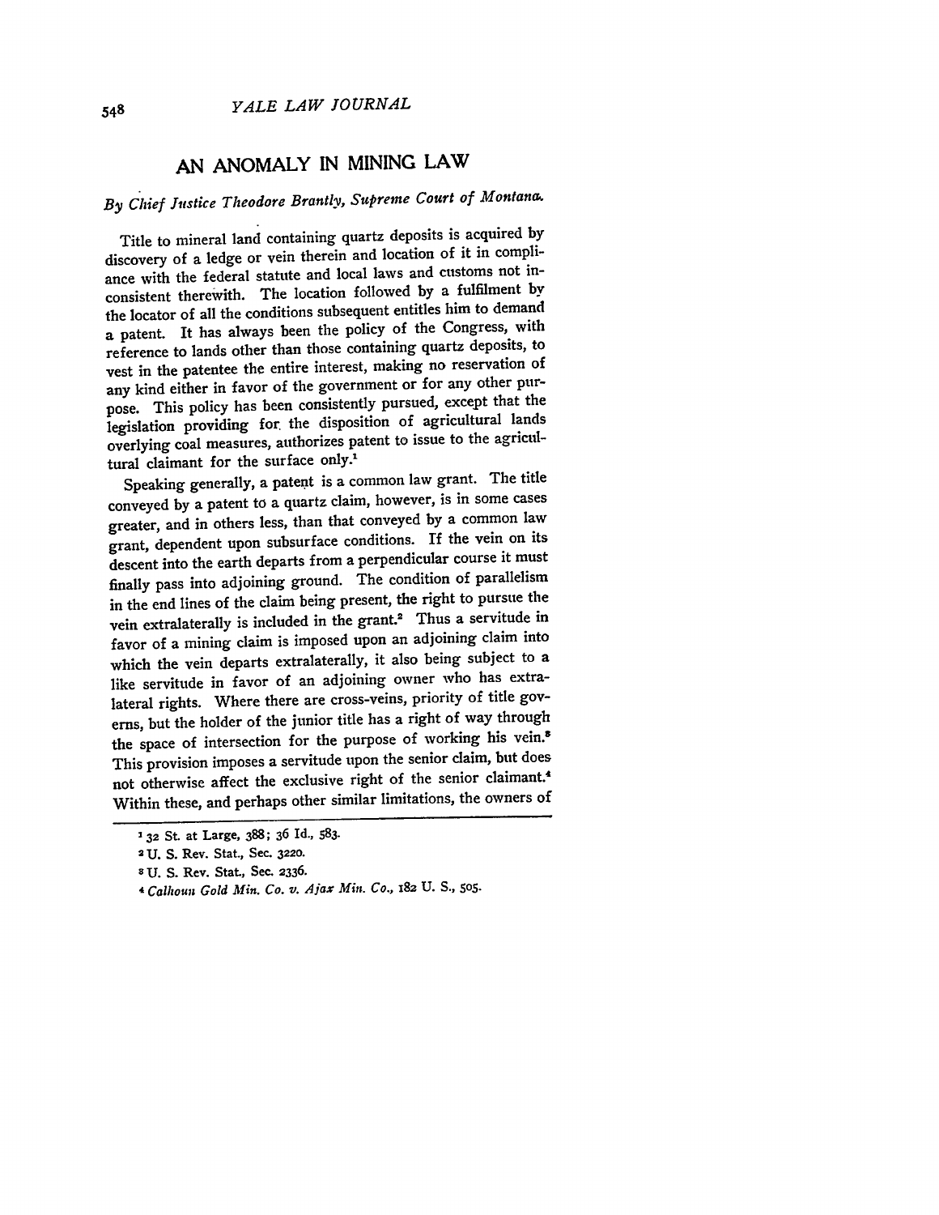# AN ANOMALY IN MINING LAW

*By Chief Justice Theodore Brantly, Supreme Court of Montana.*

Title to mineral land containing quartz deposits is acquired by discovery of a ledge or vein therein and location of it in compliance with the federal statute and local laws and customs not inconsistent therewith. The location followed by a fulfilment by the locator of all the conditions subsequent entitles him to demand a patent. It has always been the policy of the Congress, with reference to lands other than those containing quartz deposits, to vest in the patentee the entire interest, making no reservation of any kind either in favor of the government or for any other purpose. This policy has been consistently pursued, except that the legislation providing for the disposition of agricultural lands overlying coal measures, authorizes patent to issue to the agricultural claimant for the surface only.[1]

Speaking generally, a patent is a common law grant. The title conveyed by a patent to a quartz claim, however, is in some cases greater, and in others less, than that conveyed by a common law grant, dependent upon subsurface conditions. If the vein on its descent into the earth departs from a perpendicular course it must finally pass into adjoining ground. The condition of parallelism in the end lines of the claim being present, the right to pursue the vein extralaterally is included in the grant.[2] Thus a servitude in favor of a mining claim is imposed upon an adjoining claim into which the vein departs extralaterally, it also being subject to a like servitude in favor of an adjoining owner who has extralateral rights. Where there are cross-veins, priority of title governs, but the holder of the junior title has a right of way through the space of intersection for the purpose of working his vein.[3] This provision imposes a servitude upon the senior claim, but does not otherwise affect the exclusive right of the senior claimant.[4] Within these, and perhaps other similar limitations, the owners of

---

[1] 32 St. at Large, 388; 36 Id., 583.

[2] U. S. Rev. Stat., Sec. 3220.

[3] U. S. Rev. Stat., Sec. 2336.

[4] *Calhoun Gold Min. Co. v. Ajax Min. Co.*, 182 U. S., 505.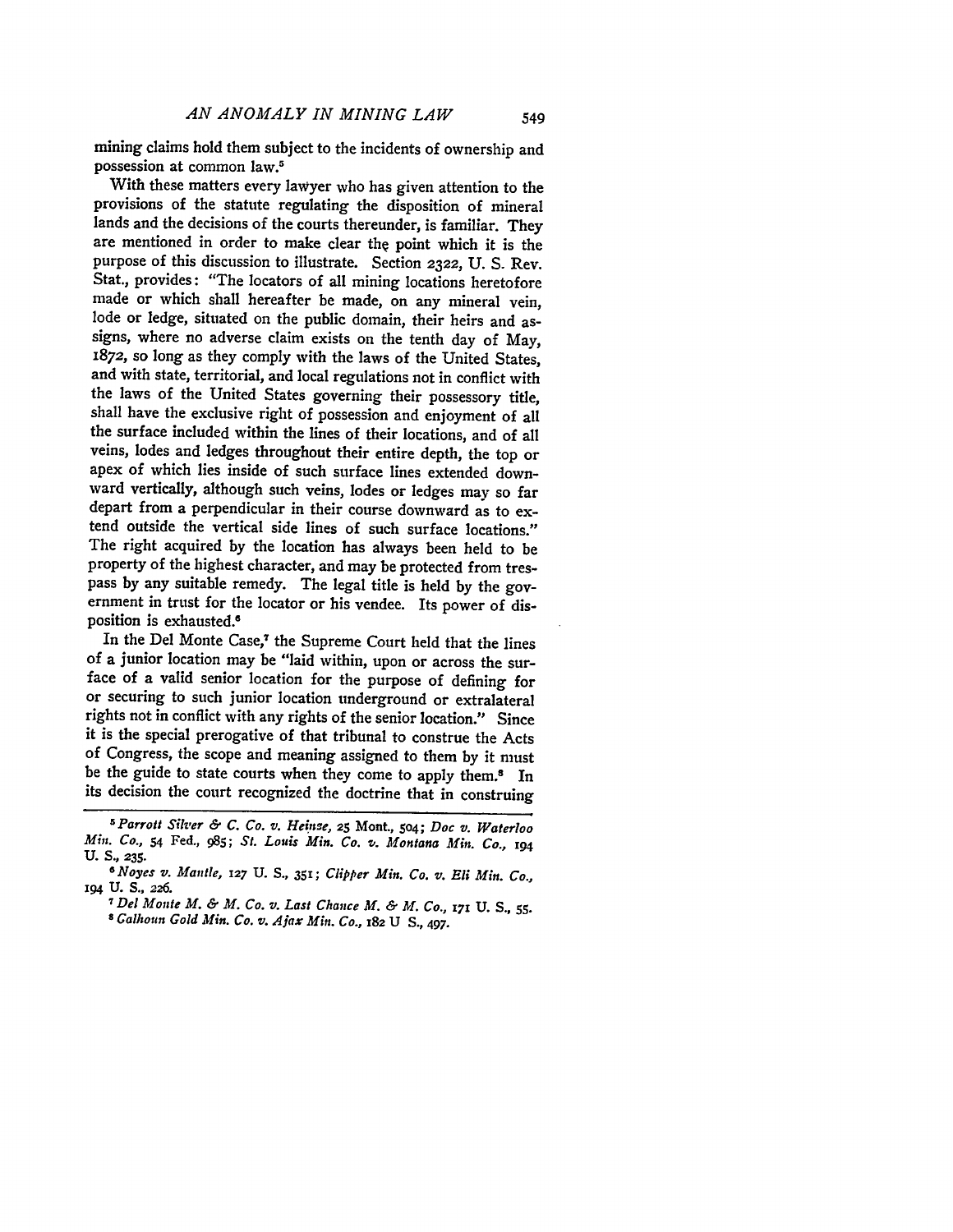mining claims hold them subject to the incidents of ownership and possession at common law.[5]

With these matters every lawyer who has given attention to the provisions of the statute regulating the disposition of mineral lands and the decisions of the courts thereunder, is familiar. They are mentioned in order to make clear the point which it is the purpose of this discussion to illustrate. Section 2322, U. S. Rev. Stat., provides: "The locators of all mining locations heretofore made or which shall hereafter be made, on any mineral vein, lode or ledge, situated on the public domain, their heirs and assigns, where no adverse claim exists on the tenth day of May, 1872, so long as they comply with the laws of the United States, and with state, territorial, and local regulations not in conflict with the laws of the United States governing their possessory title, shall have the exclusive right of possession and enjoyment of all the surface included within the lines of their locations, and of all veins, lodes and ledges throughout their entire depth, the top or apex of which lies inside of such surface lines extended downward vertically, although such veins, lodes or ledges may so far depart from a perpendicular in their course downward as to extend outside the vertical side lines of such surface locations." The right acquired by the location has always been held to be property of the highest character, and may be protected from trespass by any suitable remedy. The legal title is held by the government in trust for the locator or his vendee. Its power of disposition is exhausted.[6]

In the Del Monte Case,[7] the Supreme Court held that the lines of a junior location may be "laid within, upon or across the surface of a valid senior location for the purpose of defining for or securing to such junior location underground or extralateral rights not in conflict with any rights of the senior location." Since it is the special prerogative of that tribunal to construe the Acts of Congress, the scope and meaning assigned to them by it must be the guide to state courts when they come to apply them.[8] In its decision the court recognized the doctrine that in construing

---

[5] *Parrott Silver & C. Co. v. Heinze*, 25 Mont., 504; *Doe v. Waterloo Min. Co.*, 54 Fed., 985; *St. Louis Min. Co. v. Montana Min. Co.*, 194 U. S., 235.

[6] *Noyes v. Mantle*, 127 U. S., 351; *Clipper Min. Co. v. Eli Min. Co.*, 194 U. S., 226.

[7] *Del Monte M. & M. Co. v. Last Chance M. & M. Co.*, 171 U. S., 55.

[8] *Calhoun Gold Min. Co. v. Ajax Min. Co.*, 182 U S., 497.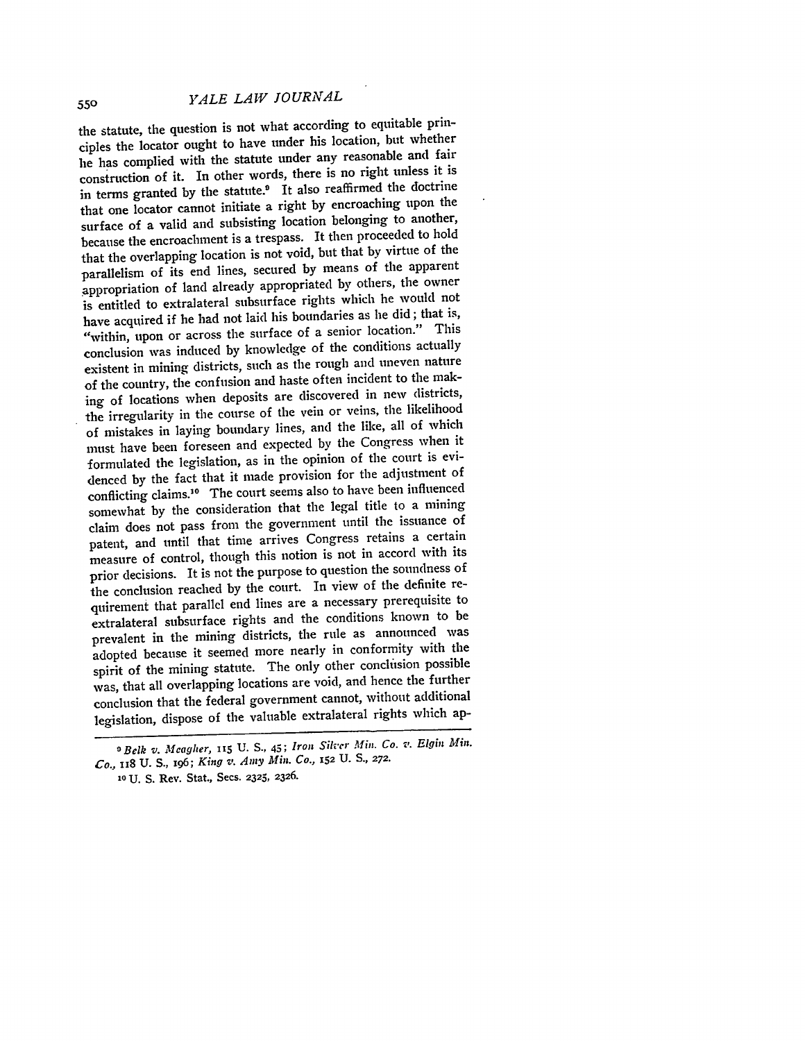the statute, the question is not what according to equitable principles the locator ought to have under his location, but whether he has complied with the statute under any reasonable and fair construction of it. In other words, there is no right unless it is in terms granted by the statute.[9] It also reaffirmed the doctrine that one locator cannot initiate a right by encroaching upon the surface of a valid and subsisting location belonging to another, because the encroachment is a trespass. It then proceeded to hold that the overlapping location is not void, but that by virtue of the parallelism of its end lines, secured by means of the apparent appropriation of land already appropriated by others, the owner is entitled to extralateral subsurface rights which he would not have acquired if he had not laid his boundaries as he did; that is, "within, upon or across the surface of a senior location." This conclusion was induced by knowledge of the conditions actually existent in mining districts, such as the rough and uneven nature of the country, the confusion and haste often incident to the making of locations when deposits are discovered in new districts, the irregularity in the course of the vein or veins, the likelihood of mistakes in laying boundary lines, and the like, all of which must have been foreseen and expected by the Congress when it formulated the legislation, as in the opinion of the court is evidenced by the fact that it made provision for the adjustment of conflicting claims.[10] The court seems also to have been influenced somewhat by the consideration that the legal title to a mining claim does not pass from the government until the issuance of patent, and until that time arrives Congress retains a certain measure of control, though this notion is not in accord with its prior decisions. It is not the purpose to question the soundness of the conclusion reached by the court. In view of the definite requirement that parallel end lines are a necessary prerequisite to extralateral subsurface rights and the conditions known to be prevalent in the mining districts, the rule as announced was adopted because it seemed more nearly in conformity with the spirit of the mining statute. The only other conclusion possible was, that all overlapping locations are void, and hence the further conclusion that the federal government cannot, without additional legislation, dispose of the valuable extralateral rights which ap-

---

[9] *Belk v. Meagher*, 115 U. S., 45; *Iron Silver Min. Co. v. Elgin Min. Co.*, 118 U. S., 196; *King v. Amy Min. Co.*, 152 U. S., 272.

[10] U. S. Rev. Stat., Secs. 2325, 2326.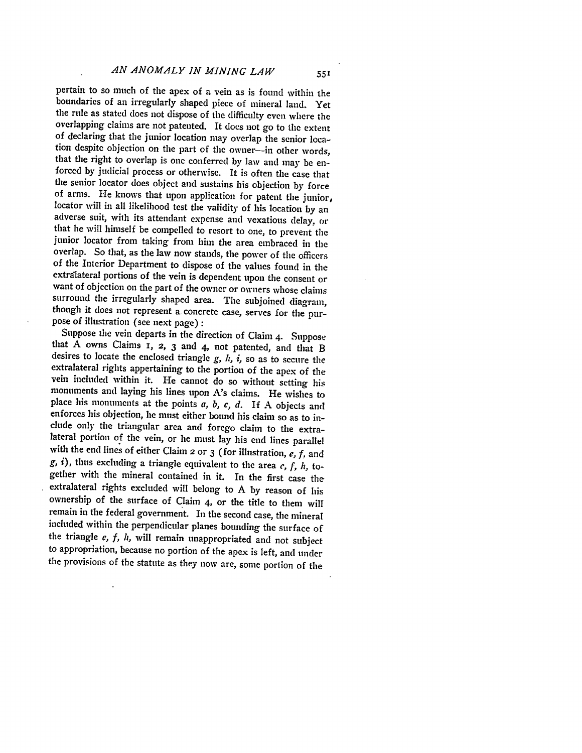pertain to so much of the apex of a vein as is found within the boundaries of an irregularly shaped piece of mineral land. Yet the rule as stated does not dispose of the difficulty even where the overlapping claims are not patented. It does not go to the extent of declaring that the junior location may overlap the senior location despite objection on the part of the owner—in other words, that the right to overlap is one conferred by law and may be enforced by judicial process or otherwise. It is often the case that the senior locator does object and sustains his objection by force of arms. He knows that upon application for patent the junior, locator will in all likelihood test the validity of his location by an adverse suit, with its attendant expense and vexatious delay, or that he will himself be compelled to resort to one, to prevent the junior locator from taking from him the area embraced in the overlap. So that, as the law now stands, the power of the officers of the Interior Department to dispose of the values found in the extralateral portions of the vein is dependent upon the consent or want of objection on the part of the owner or owners whose claims surround the irregularly shaped area. The subjoined diagram, though it does not represent a concrete case, serves for the purpose of illustration (see next page):

Suppose the vein departs in the direction of Claim 4. Suppose that A owns Claims 1, 2, 3 and 4, not patented, and that B desires to locate the enclosed triangle *g, h, i,* so as to secure the extralateral rights appertaining to the portion of the apex of the vein included within it. He cannot do so without setting his monuments and laying his lines upon A's claims. He wishes to place his monuments at the points *a, b, c, d.* If A objects and enforces his objection, he must either bound his claim so as to include only the triangular area and forego claim to the extralateral portion of the vein, or he must lay his end lines parallel with the end lines of either Claim 2 or 3 (for illustration, *e, f,* and *g, i*), thus excluding a triangle equivalent to the area *e, f, h,* together with the mineral contained in it. In the first case the extralateral rights excluded will belong to A by reason of his ownership of the surface of Claim 4, or the title to them will remain in the federal government. In the second case, the mineral included within the perpendicular planes bounding the surface of the triangle *e, f, h,* will remain unappropriated and not subject to appropriation, because no portion of the apex is left, and under the provisions of the statute as they now are, some portion of the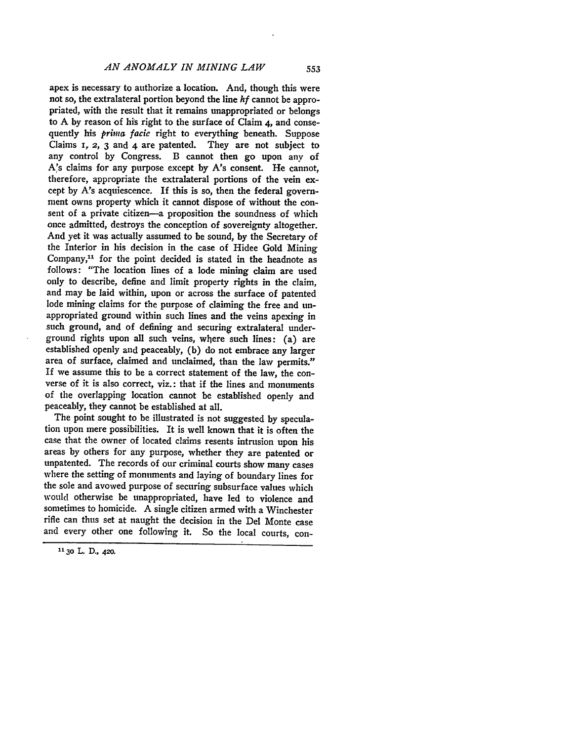apex is necessary to authorize a location. And, though this were not so, the extralateral portion beyond the line *hf* cannot be appropriated, with the result that it remains unappropriated or belongs to A by reason of his right to the surface of Claim 4, and consequently his *prima facie* right to everything beneath. Suppose Claims 1, 2, 3 and 4 are patented. They are not subject to any control by Congress. B cannot then go upon any of A's claims for any purpose except by A's consent. He cannot, therefore, appropriate the extralateral portions of the vein except by A's acquiescence. If this is so, then the federal government owns property which it cannot dispose of without the consent of a private citizen—a proposition the soundness of which once admitted, destroys the conception of sovereignty altogether. And yet it was actually assumed to be sound, by the Secretary of the Interior in his decision in the case of Hidee Gold Mining Company,[11] for the point decided is stated in the headnote as follows: "The location lines of a lode mining claim are used only to describe, define and limit property rights in the claim, and may be laid within, upon or across the surface of patented lode mining claims for the purpose of claiming the free and unappropriated ground within such lines and the veins apexing in such ground, and of defining and securing extralateral underground rights upon all such veins, where such lines: (a) are established openly and peaceably, (b) do not embrace any larger area of surface, claimed and unclaimed, than the law permits." If we assume this to be a correct statement of the law, the converse of it is also correct, viz.: that if the lines and monuments of the overlapping location cannot be established openly and peaceably, they cannot be established at all.

The point sought to be illustrated is not suggested by speculation upon mere possibilities. It is well known that it is often the case that the owner of located claims resents intrusion upon his areas by others for any purpose, whether they are patented or unpatented. The records of our criminal courts show many cases where the setting of monuments and laying of boundary lines for the sole and avowed purpose of securing subsurface values which would otherwise be unappropriated, have led to violence and sometimes to homicide. A single citizen armed with a Winchester rifle can thus set at naught the decision in the Del Monte case and every other one following it. So the local courts, con-

[11] 30 L. D., 420.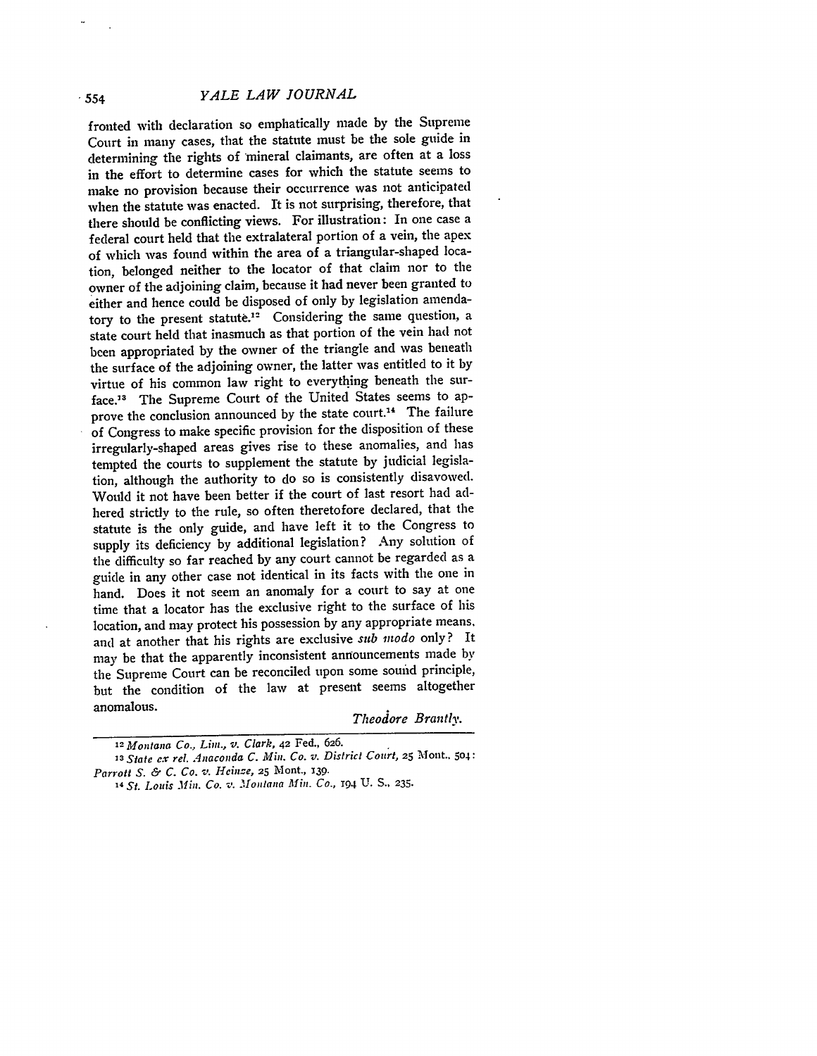fronted with declaration so emphatically made by the Supreme Court in many cases, that the statute must be the sole guide in determining the rights of mineral claimants, are often at a loss in the effort to determine cases for which the statute seems to make no provision because their occurrence was not anticipated when the statute was enacted. It is not surprising, therefore, that there should be conflicting views. For illustration: In one case a federal court held that the extralateral portion of a vein, the apex of which was found within the area of a triangular-shaped location, belonged neither to the locator of that claim nor to the owner of the adjoining claim, because it had never been granted to either and hence could be disposed of only by legislation amendatory to the present statute.[12] Considering the same question, a state court held that inasmuch as that portion of the vein had not been appropriated by the owner of the triangle and was beneath the surface of the adjoining owner, the latter was entitled to it by virtue of his common law right to everything beneath the surface.[13] The Supreme Court of the United States seems to approve the conclusion announced by the state court.[14] The failure of Congress to make specific provision for the disposition of these irregularly-shaped areas gives rise to these anomalies, and has tempted the courts to supplement the statute by judicial legislation, although the authority to do so is consistently disavowed. Would it not have been better if the court of last resort had adhered strictly to the rule, so often theretofore declared, that the statute is the only guide, and have left it to the Congress to supply its deficiency by additional legislation? Any solution of the difficulty so far reached by any court cannot be regarded as a guide in any other case not identical in its facts with the one in hand. Does it not seem an anomaly for a court to say at one time that a locator has the exclusive right to the surface of his location, and may protect his possession by any appropriate means, and at another that his rights are exclusive *sub modo* only? It may be that the apparently inconsistent announcements made by the Supreme Court can be reconciled upon some sound principle, but the condition of the law at present seems altogether anomalous.

*Theodore Brantly.*

---

[12] *Montana Co., Lim., v. Clark*, 42 Fed., 626.

[13] *State ex rel. Anaconda C. Min. Co. v. District Court*, 25 Mont., 504: *Parrott S. & C. Co. v. Heinze*, 25 Mont., 139.

[14] *St. Louis Min. Co. v. Montana Min. Co.*, 194 U. S., 235.